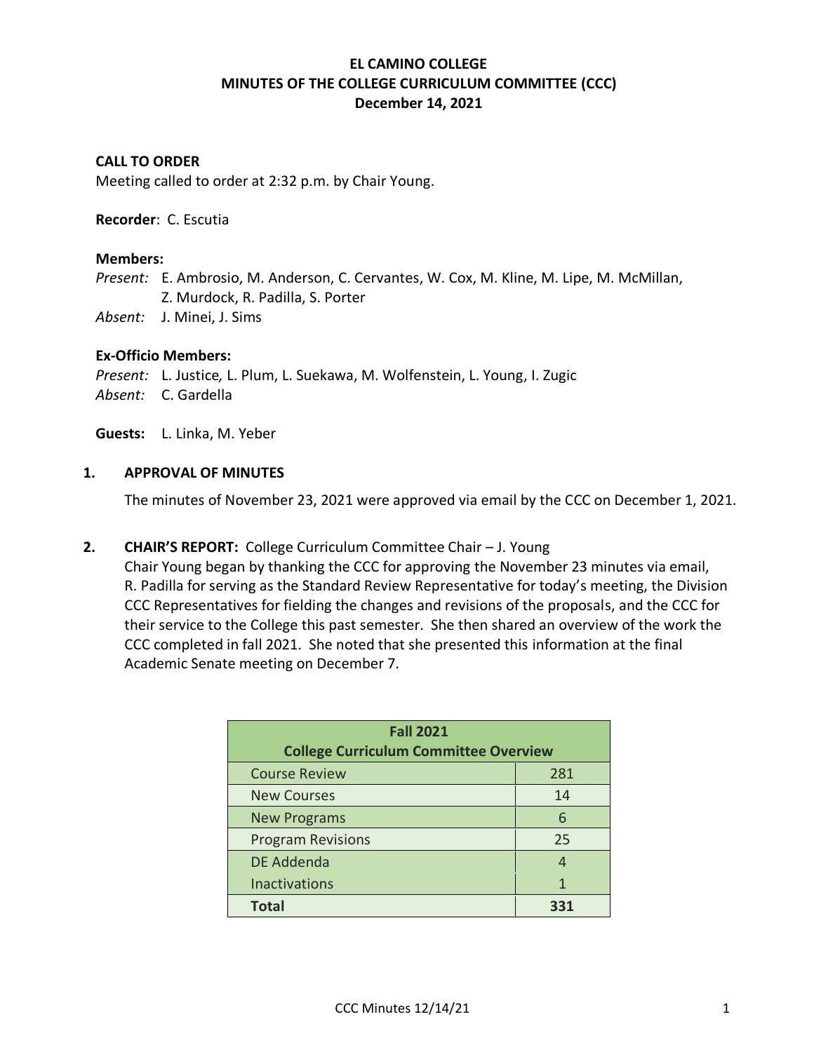# EL CAMINO COLLEGE
## MINUTES OF THE COLLEGE CURRICULUM COMMITTEE (CCC)
### December 14, 2021

**CALL TO ORDER**
Meeting called to order at 2:32 p.m. by Chair Young.

**Recorder**: C. Escutia

**Members:**
*Present:* E. Ambrosio, M. Anderson, C. Cervantes, W. Cox, M. Kline, M. Lipe, M. McMillan, Z. Murdock, R. Padilla, S. Porter
*Absent:* J. Minei, J. Sims

**Ex-Officio Members:**
*Present:* L. Justice*,* L. Plum, L. Suekawa, M. Wolfenstein, L. Young, I. Zugic
*Absent:* C. Gardella

**Guests:** L. Linka, M. Yeber

1. **APPROVAL OF MINUTES**

   The minutes of November 23, 2021 were approved via email by the CCC on December 1, 2021.

2. **CHAIR'S REPORT:** College Curriculum Committee Chair – J. Young
   Chair Young began by thanking the CCC for approving the November 23 minutes via email, R. Padilla for serving as the Standard Review Representative for today's meeting, the Division CCC Representatives for fielding the changes and revisions of the proposals, and the CCC for their service to the College this past semester. She then shared an overview of the work the CCC completed in fall 2021. She noted that she presented this information at the final Academic Senate meeting on December 7.

| Fall 2021 College Curriculum Committee Overview | |
|---|---|
| Course Review | 281 |
| New Courses | 14 |
| New Programs | 6 |
| Program Revisions | 25 |
| DE Addenda | 4 |
| Inactivations | 1 |
| **Total** | **331** |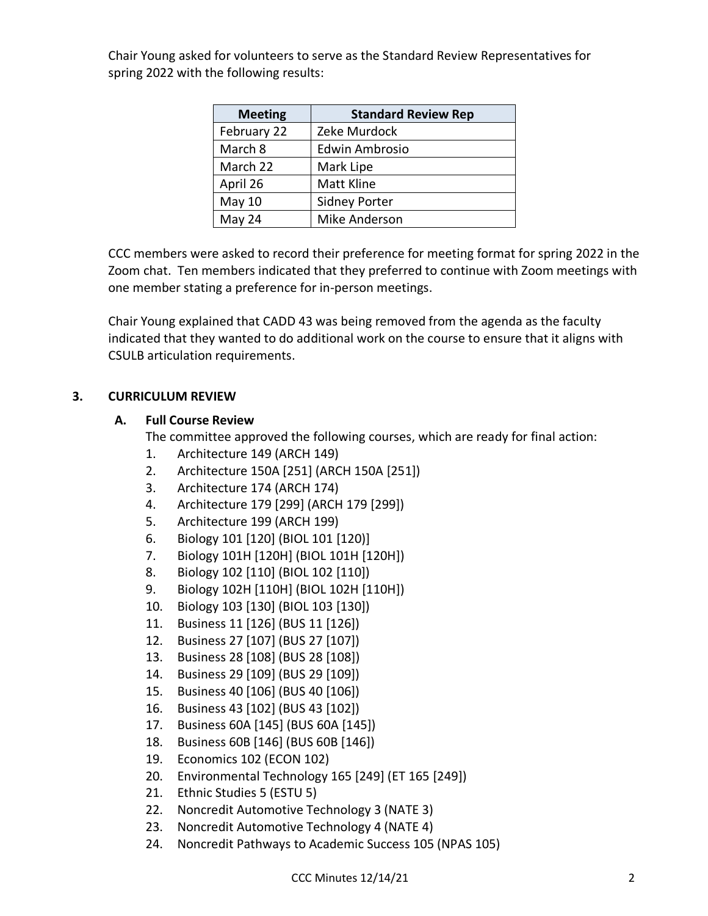Chair Young asked for volunteers to serve as the Standard Review Representatives for spring 2022 with the following results:

| Meeting | Standard Review Rep |
|---|---|
| February 22 | Zeke Murdock |
| March 8 | Edwin Ambrosio |
| March 22 | Mark Lipe |
| April 26 | Matt Kline |
| May 10 | Sidney Porter |
| May 24 | Mike Anderson |

CCC members were asked to record their preference for meeting format for spring 2022 in the Zoom chat. Ten members indicated that they preferred to continue with Zoom meetings with one member stating a preference for in-person meetings.

Chair Young explained that CADD 43 was being removed from the agenda as the faculty indicated that they wanted to do additional work on the course to ensure that it aligns with CSULB articulation requirements.

## 3. CURRICULUM REVIEW

### A. Full Course Review

The committee approved the following courses, which are ready for final action:

1. Architecture 149 (ARCH 149)
2. Architecture 150A [251] (ARCH 150A [251])
3. Architecture 174 (ARCH 174)
4. Architecture 179 [299] (ARCH 179 [299])
5. Architecture 199 (ARCH 199)
6. Biology 101 [120] (BIOL 101 [120)]
7. Biology 101H [120H] (BIOL 101H [120H])
8. Biology 102 [110] (BIOL 102 [110])
9. Biology 102H [110H] (BIOL 102H [110H])
10. Biology 103 [130] (BIOL 103 [130])
11. Business 11 [126] (BUS 11 [126])
12. Business 27 [107] (BUS 27 [107])
13. Business 28 [108] (BUS 28 [108])
14. Business 29 [109] (BUS 29 [109])
15. Business 40 [106] (BUS 40 [106])
16. Business 43 [102] (BUS 43 [102])
17. Business 60A [145] (BUS 60A [145])
18. Business 60B [146] (BUS 60B [146])
19. Economics 102 (ECON 102)
20. Environmental Technology 165 [249] (ET 165 [249])
21. Ethnic Studies 5 (ESTU 5)
22. Noncredit Automotive Technology 3 (NATE 3)
23. Noncredit Automotive Technology 4 (NATE 4)
24. Noncredit Pathways to Academic Success 105 (NPAS 105)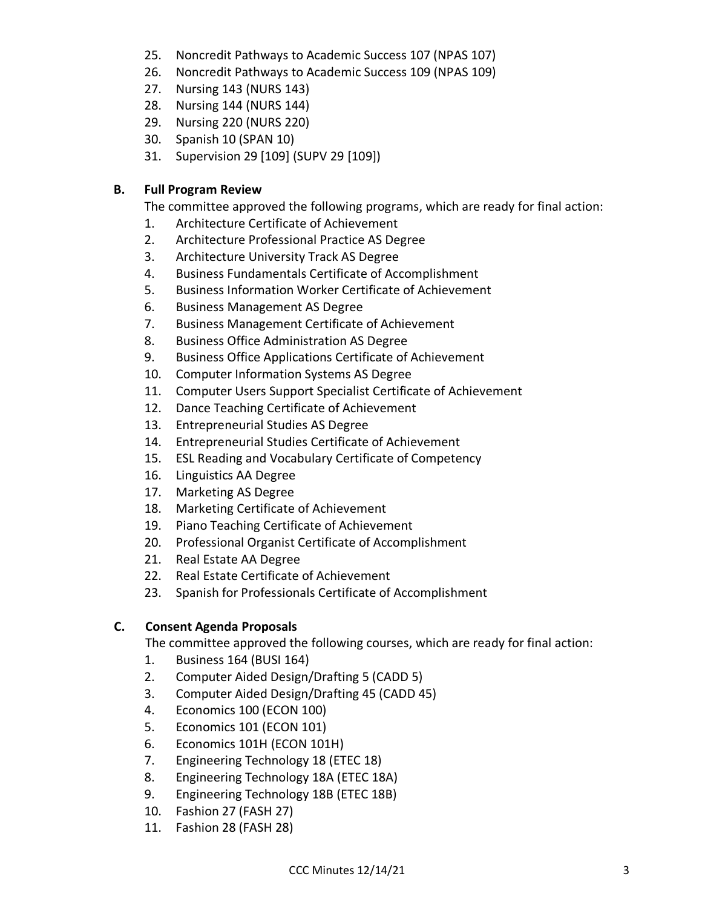25. Noncredit Pathways to Academic Success 107 (NPAS 107)
26. Noncredit Pathways to Academic Success 109 (NPAS 109)
27. Nursing 143 (NURS 143)
28. Nursing 144 (NURS 144)
29. Nursing 220 (NURS 220)
30. Spanish 10 (SPAN 10)
31. Supervision 29 [109] (SUPV 29 [109])

**B. Full Program Review**

The committee approved the following programs, which are ready for final action:

1. Architecture Certificate of Achievement
2. Architecture Professional Practice AS Degree
3. Architecture University Track AS Degree
4. Business Fundamentals Certificate of Accomplishment
5. Business Information Worker Certificate of Achievement
6. Business Management AS Degree
7. Business Management Certificate of Achievement
8. Business Office Administration AS Degree
9. Business Office Applications Certificate of Achievement
10. Computer Information Systems AS Degree
11. Computer Users Support Specialist Certificate of Achievement
12. Dance Teaching Certificate of Achievement
13. Entrepreneurial Studies AS Degree
14. Entrepreneurial Studies Certificate of Achievement
15. ESL Reading and Vocabulary Certificate of Competency
16. Linguistics AA Degree
17. Marketing AS Degree
18. Marketing Certificate of Achievement
19. Piano Teaching Certificate of Achievement
20. Professional Organist Certificate of Accomplishment
21. Real Estate AA Degree
22. Real Estate Certificate of Achievement
23. Spanish for Professionals Certificate of Accomplishment

**C. Consent Agenda Proposals**

The committee approved the following courses, which are ready for final action:

1. Business 164 (BUSI 164)
2. Computer Aided Design/Drafting 5 (CADD 5)
3. Computer Aided Design/Drafting 45 (CADD 45)
4. Economics 100 (ECON 100)
5. Economics 101 (ECON 101)
6. Economics 101H (ECON 101H)
7. Engineering Technology 18 (ETEC 18)
8. Engineering Technology 18A (ETEC 18A)
9. Engineering Technology 18B (ETEC 18B)
10. Fashion 27 (FASH 27)
11. Fashion 28 (FASH 28)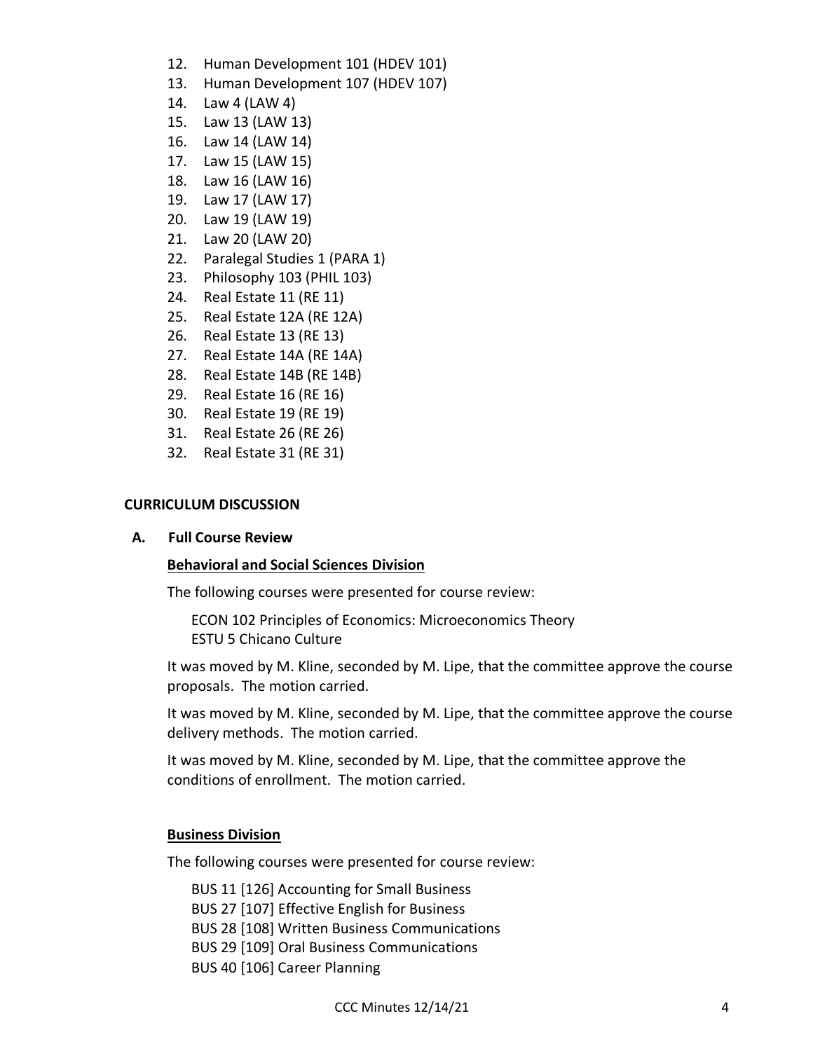12. Human Development 101 (HDEV 101)
13. Human Development 107 (HDEV 107)
14. Law 4 (LAW 4)
15. Law 13 (LAW 13)
16. Law 14 (LAW 14)
17. Law 15 (LAW 15)
18. Law 16 (LAW 16)
19. Law 17 (LAW 17)
20. Law 19 (LAW 19)
21. Law 20 (LAW 20)
22. Paralegal Studies 1 (PARA 1)
23. Philosophy 103 (PHIL 103)
24. Real Estate 11 (RE 11)
25. Real Estate 12A (RE 12A)
26. Real Estate 13 (RE 13)
27. Real Estate 14A (RE 14A)
28. Real Estate 14B (RE 14B)
29. Real Estate 16 (RE 16)
30. Real Estate 19 (RE 19)
31. Real Estate 26 (RE 26)
32. Real Estate 31 (RE 31)

## CURRICULUM DISCUSSION

### A. Full Course Review

**Behavioral and Social Sciences Division**

The following courses were presented for course review:

ECON 102 Principles of Economics: Microeconomics Theory
ESTU 5 Chicano Culture

It was moved by M. Kline, seconded by M. Lipe, that the committee approve the course proposals. The motion carried.

It was moved by M. Kline, seconded by M. Lipe, that the committee approve the course delivery methods. The motion carried.

It was moved by M. Kline, seconded by M. Lipe, that the committee approve the conditions of enrollment. The motion carried.

**Business Division**

The following courses were presented for course review:

BUS 11 [126] Accounting for Small Business
BUS 27 [107] Effective English for Business
BUS 28 [108] Written Business Communications
BUS 29 [109] Oral Business Communications
BUS 40 [106] Career Planning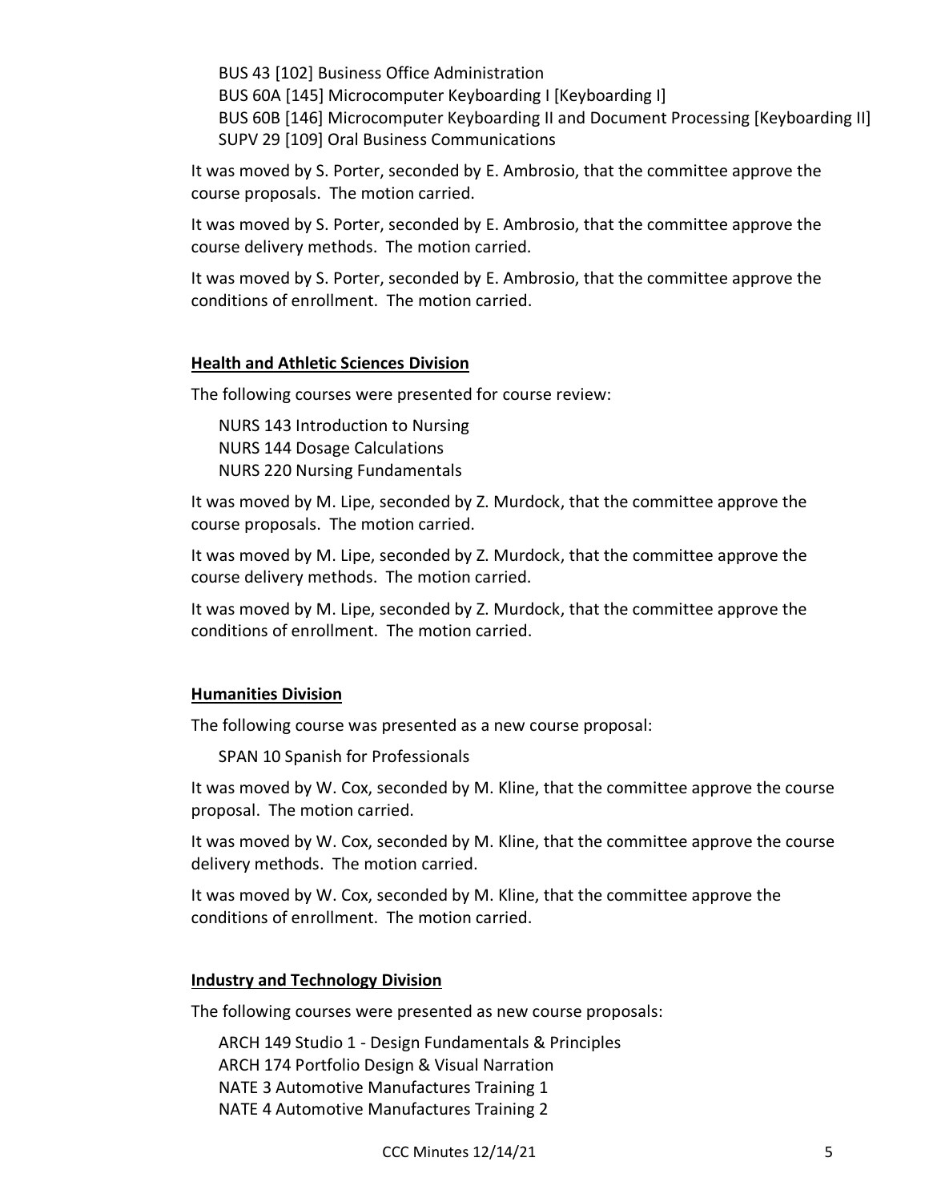BUS 43 [102] Business Office Administration
BUS 60A [145] Microcomputer Keyboarding I [Keyboarding I]
BUS 60B [146] Microcomputer Keyboarding II and Document Processing [Keyboarding II]
SUPV 29 [109] Oral Business Communications

It was moved by S. Porter, seconded by E. Ambrosio, that the committee approve the course proposals. The motion carried.

It was moved by S. Porter, seconded by E. Ambrosio, that the committee approve the course delivery methods. The motion carried.

It was moved by S. Porter, seconded by E. Ambrosio, that the committee approve the conditions of enrollment. The motion carried.

**Health and Athletic Sciences Division**

The following courses were presented for course review:

NURS 143 Introduction to Nursing
NURS 144 Dosage Calculations
NURS 220 Nursing Fundamentals

It was moved by M. Lipe, seconded by Z. Murdock, that the committee approve the course proposals. The motion carried.

It was moved by M. Lipe, seconded by Z. Murdock, that the committee approve the course delivery methods. The motion carried.

It was moved by M. Lipe, seconded by Z. Murdock, that the committee approve the conditions of enrollment. The motion carried.

**Humanities Division**

The following course was presented as a new course proposal:

SPAN 10 Spanish for Professionals

It was moved by W. Cox, seconded by M. Kline, that the committee approve the course proposal. The motion carried.

It was moved by W. Cox, seconded by M. Kline, that the committee approve the course delivery methods. The motion carried.

It was moved by W. Cox, seconded by M. Kline, that the committee approve the conditions of enrollment. The motion carried.

**Industry and Technology Division**

The following courses were presented as new course proposals:

ARCH 149 Studio 1 - Design Fundamentals & Principles
ARCH 174 Portfolio Design & Visual Narration
NATE 3 Automotive Manufactures Training 1
NATE 4 Automotive Manufactures Training 2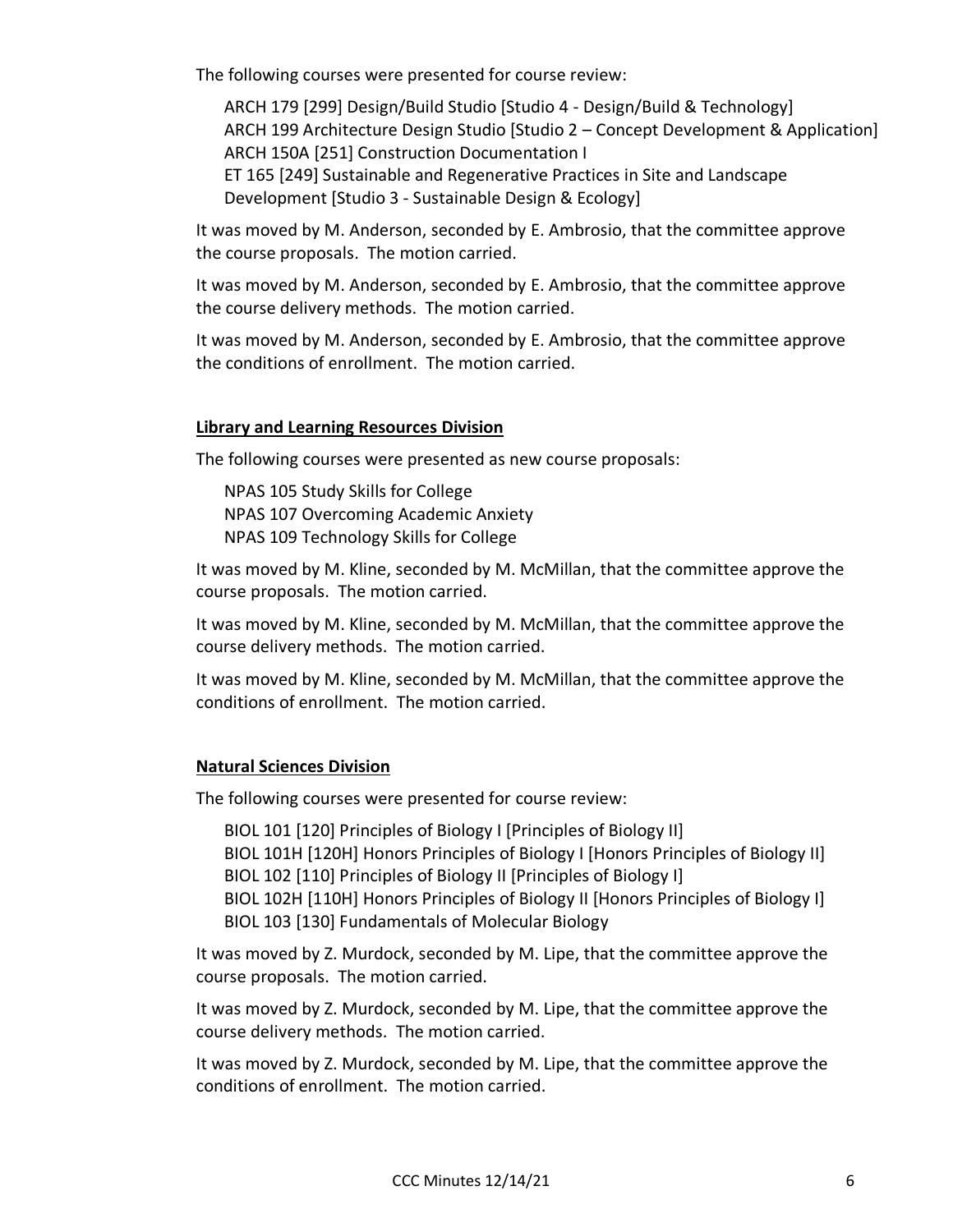The following courses were presented for course review:

ARCH 179 [299] Design/Build Studio [Studio 4 - Design/Build & Technology]
ARCH 199 Architecture Design Studio [Studio 2 – Concept Development & Application]
ARCH 150A [251] Construction Documentation I
ET 165 [249] Sustainable and Regenerative Practices in Site and Landscape Development [Studio 3 - Sustainable Design & Ecology]

It was moved by M. Anderson, seconded by E. Ambrosio, that the committee approve the course proposals. The motion carried.

It was moved by M. Anderson, seconded by E. Ambrosio, that the committee approve the course delivery methods. The motion carried.

It was moved by M. Anderson, seconded by E. Ambrosio, that the committee approve the conditions of enrollment. The motion carried.

**Library and Learning Resources Division**

The following courses were presented as new course proposals:

NPAS 105 Study Skills for College
NPAS 107 Overcoming Academic Anxiety
NPAS 109 Technology Skills for College

It was moved by M. Kline, seconded by M. McMillan, that the committee approve the course proposals. The motion carried.

It was moved by M. Kline, seconded by M. McMillan, that the committee approve the course delivery methods. The motion carried.

It was moved by M. Kline, seconded by M. McMillan, that the committee approve the conditions of enrollment. The motion carried.

**Natural Sciences Division**

The following courses were presented for course review:

BIOL 101 [120] Principles of Biology I [Principles of Biology II]
BIOL 101H [120H] Honors Principles of Biology I [Honors Principles of Biology II]
BIOL 102 [110] Principles of Biology II [Principles of Biology I]
BIOL 102H [110H] Honors Principles of Biology II [Honors Principles of Biology I]
BIOL 103 [130] Fundamentals of Molecular Biology

It was moved by Z. Murdock, seconded by M. Lipe, that the committee approve the course proposals. The motion carried.

It was moved by Z. Murdock, seconded by M. Lipe, that the committee approve the course delivery methods. The motion carried.

It was moved by Z. Murdock, seconded by M. Lipe, that the committee approve the conditions of enrollment. The motion carried.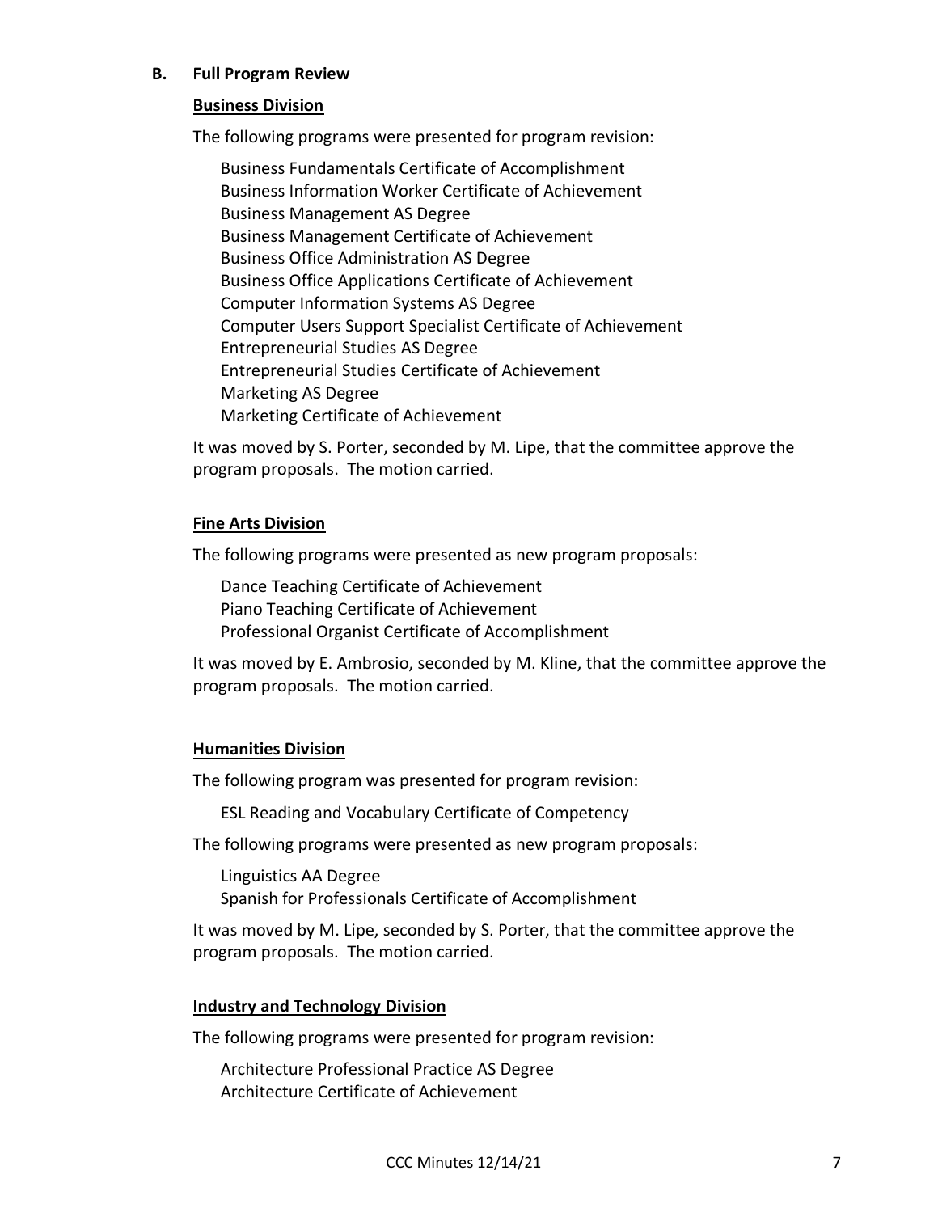## B. Full Program Review

**Business Division**

The following programs were presented for program revision:

Business Fundamentals Certificate of Accomplishment
Business Information Worker Certificate of Achievement
Business Management AS Degree
Business Management Certificate of Achievement
Business Office Administration AS Degree
Business Office Applications Certificate of Achievement
Computer Information Systems AS Degree
Computer Users Support Specialist Certificate of Achievement
Entrepreneurial Studies AS Degree
Entrepreneurial Studies Certificate of Achievement
Marketing AS Degree
Marketing Certificate of Achievement

It was moved by S. Porter, seconded by M. Lipe, that the committee approve the program proposals. The motion carried.

**Fine Arts Division**

The following programs were presented as new program proposals:

Dance Teaching Certificate of Achievement
Piano Teaching Certificate of Achievement
Professional Organist Certificate of Accomplishment

It was moved by E. Ambrosio, seconded by M. Kline, that the committee approve the program proposals. The motion carried.

**Humanities Division**

The following program was presented for program revision:

ESL Reading and Vocabulary Certificate of Competency

The following programs were presented as new program proposals:

Linguistics AA Degree
Spanish for Professionals Certificate of Accomplishment

It was moved by M. Lipe, seconded by S. Porter, that the committee approve the program proposals. The motion carried.

**Industry and Technology Division**

The following programs were presented for program revision:

Architecture Professional Practice AS Degree
Architecture Certificate of Achievement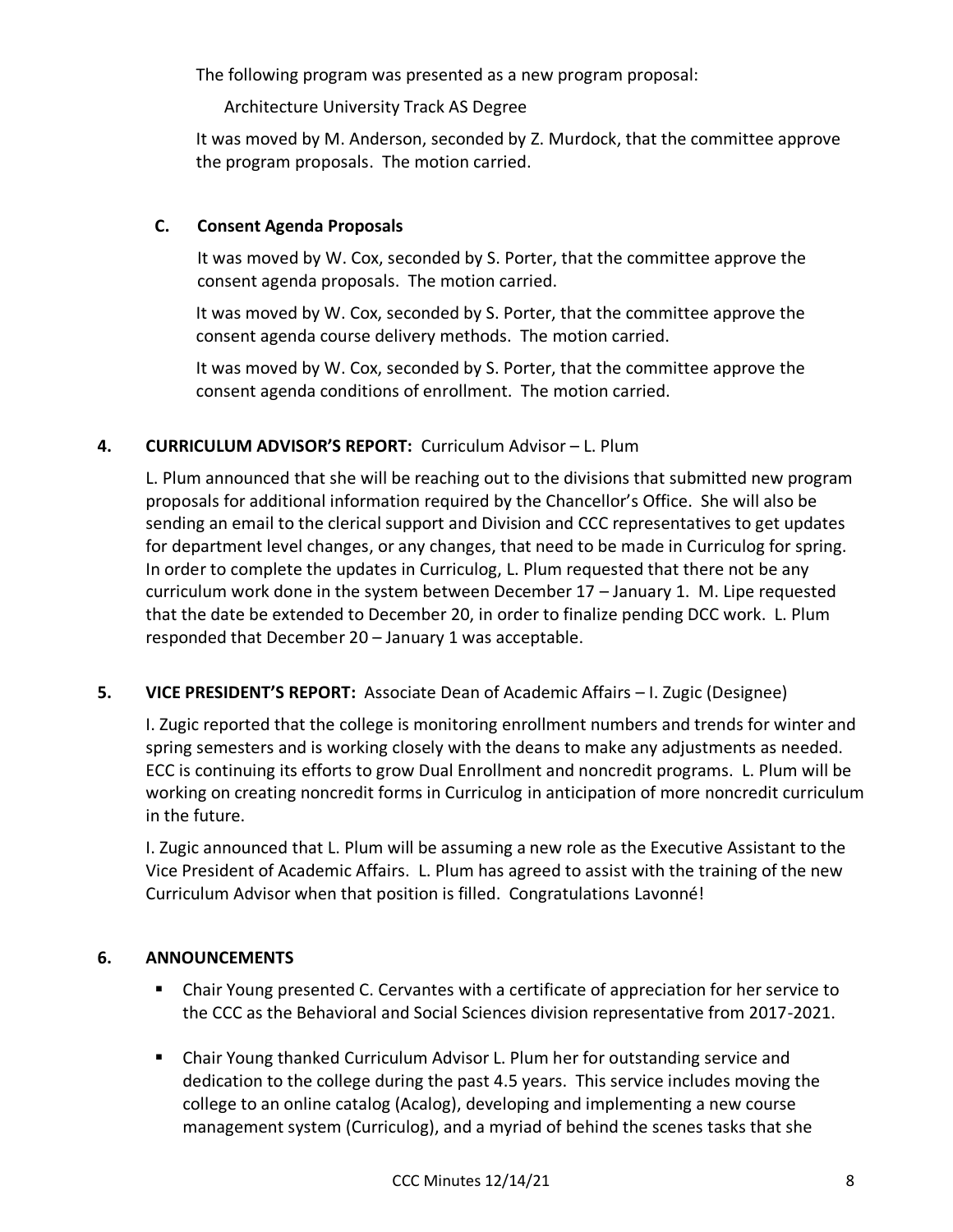The following program was presented as a new program proposal:

Architecture University Track AS Degree

It was moved by M. Anderson, seconded by Z. Murdock, that the committee approve the program proposals. The motion carried.

### C. Consent Agenda Proposals

It was moved by W. Cox, seconded by S. Porter, that the committee approve the consent agenda proposals. The motion carried.

It was moved by W. Cox, seconded by S. Porter, that the committee approve the consent agenda course delivery methods. The motion carried.

It was moved by W. Cox, seconded by S. Porter, that the committee approve the consent agenda conditions of enrollment. The motion carried.

## 4. CURRICULUM ADVISOR'S REPORT: Curriculum Advisor – L. Plum

L. Plum announced that she will be reaching out to the divisions that submitted new program proposals for additional information required by the Chancellor's Office. She will also be sending an email to the clerical support and Division and CCC representatives to get updates for department level changes, or any changes, that need to be made in Curriculog for spring. In order to complete the updates in Curriculog, L. Plum requested that there not be any curriculum work done in the system between December 17 – January 1. M. Lipe requested that the date be extended to December 20, in order to finalize pending DCC work. L. Plum responded that December 20 – January 1 was acceptable.

## 5. VICE PRESIDENT'S REPORT: Associate Dean of Academic Affairs – I. Zugic (Designee)

I. Zugic reported that the college is monitoring enrollment numbers and trends for winter and spring semesters and is working closely with the deans to make any adjustments as needed. ECC is continuing its efforts to grow Dual Enrollment and noncredit programs. L. Plum will be working on creating noncredit forms in Curriculog in anticipation of more noncredit curriculum in the future.

I. Zugic announced that L. Plum will be assuming a new role as the Executive Assistant to the Vice President of Academic Affairs. L. Plum has agreed to assist with the training of the new Curriculum Advisor when that position is filled. Congratulations Lavonné!

## 6. ANNOUNCEMENTS

- Chair Young presented C. Cervantes with a certificate of appreciation for her service to the CCC as the Behavioral and Social Sciences division representative from 2017-2021.

- Chair Young thanked Curriculum Advisor L. Plum her for outstanding service and dedication to the college during the past 4.5 years. This service includes moving the college to an online catalog (Acalog), developing and implementing a new course management system (Curriculog), and a myriad of behind the scenes tasks that she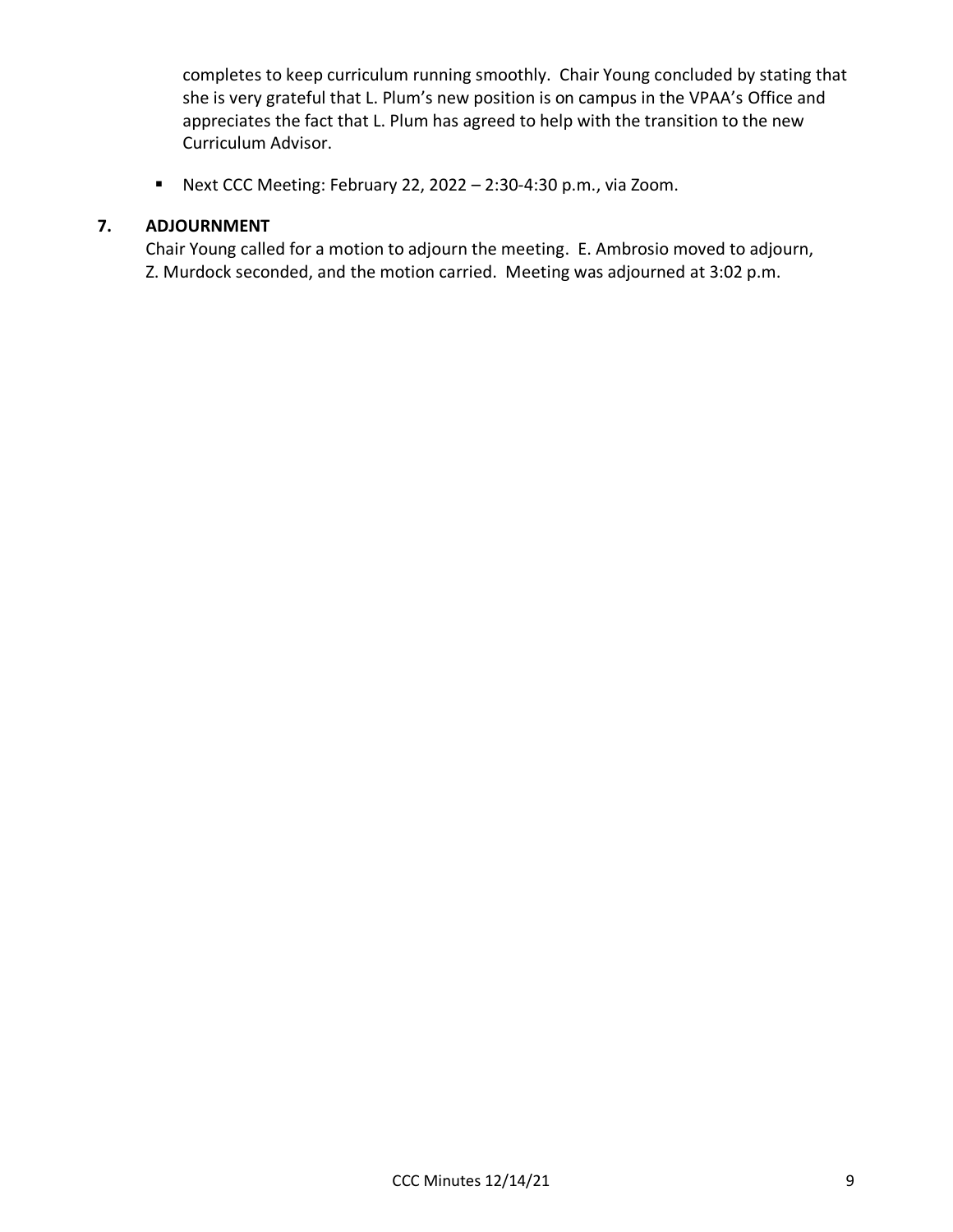completes to keep curriculum running smoothly. Chair Young concluded by stating that she is very grateful that L. Plum's new position is on campus in the VPAA's Office and appreciates the fact that L. Plum has agreed to help with the transition to the new Curriculum Advisor.

- Next CCC Meeting: February 22, 2022 – 2:30-4:30 p.m., via Zoom.

## 7. ADJOURNMENT

Chair Young called for a motion to adjourn the meeting. E. Ambrosio moved to adjourn, Z. Murdock seconded, and the motion carried. Meeting was adjourned at 3:02 p.m.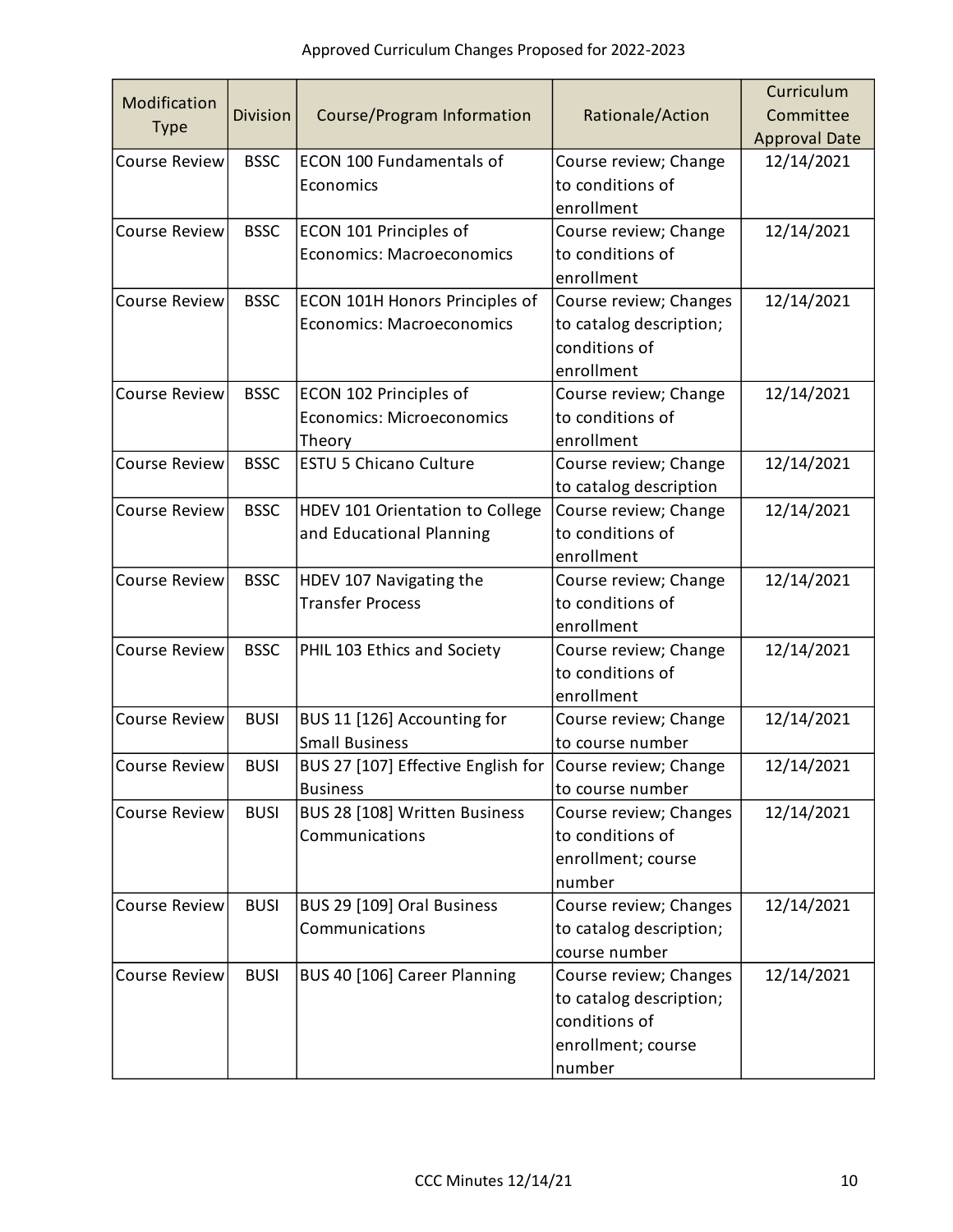Approved Curriculum Changes Proposed for 2022-2023

| Modification Type | Division | Course/Program Information | Rationale/Action | Curriculum Committee Approval Date |
|---|---|---|---|---|
| Course Review | BSSC | ECON 100 Fundamentals of Economics | Course review; Change to conditions of enrollment | 12/14/2021 |
| Course Review | BSSC | ECON 101 Principles of Economics: Macroeconomics | Course review; Change to conditions of enrollment | 12/14/2021 |
| Course Review | BSSC | ECON 101H Honors Principles of Economics: Macroeconomics | Course review; Changes to catalog description; conditions of enrollment | 12/14/2021 |
| Course Review | BSSC | ECON 102 Principles of Economics: Microeconomics Theory | Course review; Change to conditions of enrollment | 12/14/2021 |
| Course Review | BSSC | ESTU 5 Chicano Culture | Course review; Change to catalog description | 12/14/2021 |
| Course Review | BSSC | HDEV 101 Orientation to College and Educational Planning | Course review; Change to conditions of enrollment | 12/14/2021 |
| Course Review | BSSC | HDEV 107 Navigating the Transfer Process | Course review; Change to conditions of enrollment | 12/14/2021 |
| Course Review | BSSC | PHIL 103 Ethics and Society | Course review; Change to conditions of enrollment | 12/14/2021 |
| Course Review | BUSI | BUS 11 [126] Accounting for Small Business | Course review; Change to course number | 12/14/2021 |
| Course Review | BUSI | BUS 27 [107] Effective English for Business | Course review; Change to course number | 12/14/2021 |
| Course Review | BUSI | BUS 28 [108] Written Business Communications | Course review; Changes to conditions of enrollment; course number | 12/14/2021 |
| Course Review | BUSI | BUS 29 [109] Oral Business Communications | Course review; Changes to catalog description; course number | 12/14/2021 |
| Course Review | BUSI | BUS 40 [106] Career Planning | Course review; Changes to catalog description; conditions of enrollment; course number | 12/14/2021 |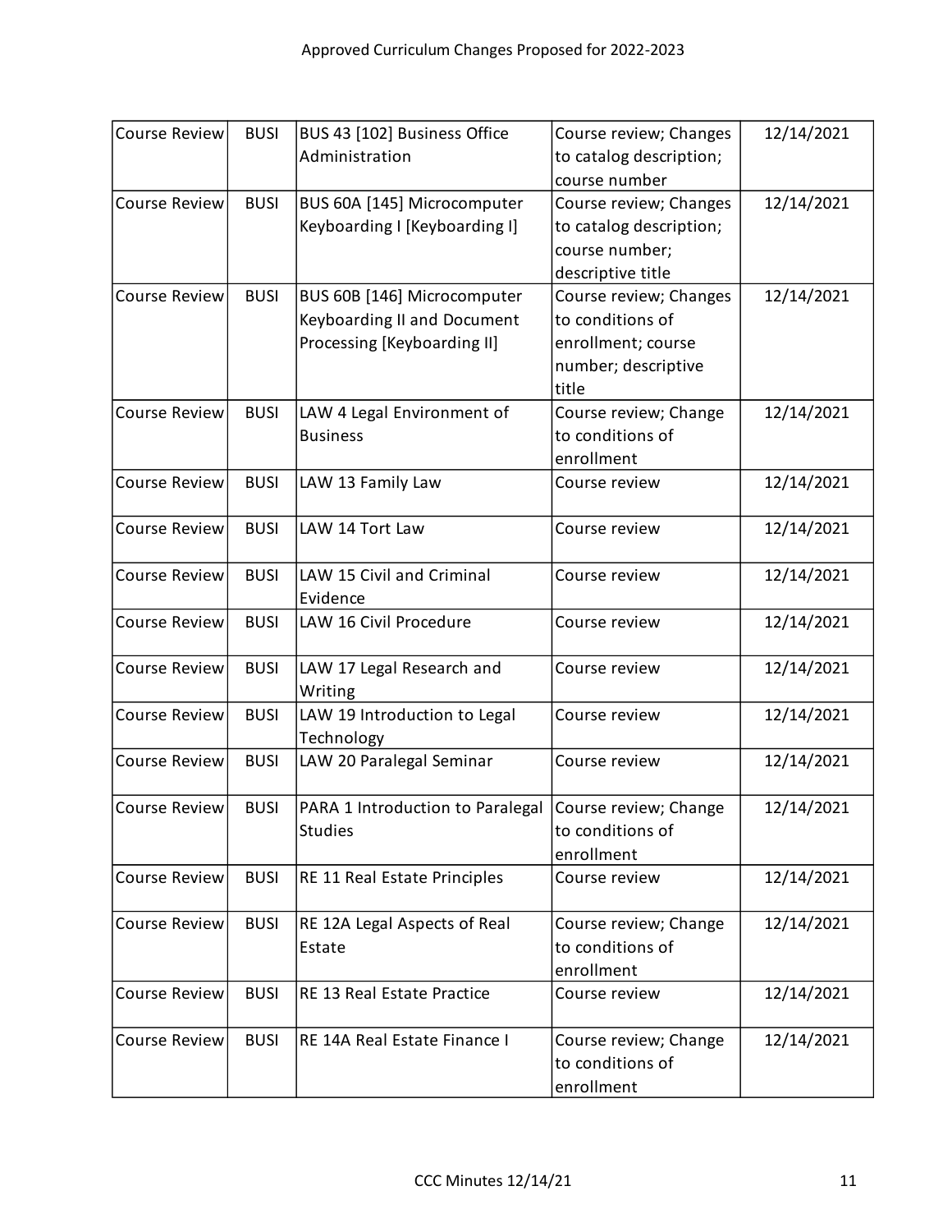| Course Review | BUSI | BUS 43 [102] Business Office Administration | Course review; Changes to catalog description; course number | 12/14/2021 |
|---|---|---|---|---|
| Course Review | BUSI | BUS 60A [145] Microcomputer Keyboarding I [Keyboarding I] | Course review; Changes to catalog description; course number; descriptive title | 12/14/2021 |
| Course Review | BUSI | BUS 60B [146] Microcomputer Keyboarding II and Document Processing [Keyboarding II] | Course review; Changes to conditions of enrollment; course number; descriptive title | 12/14/2021 |
| Course Review | BUSI | LAW 4 Legal Environment of Business | Course review; Change to conditions of enrollment | 12/14/2021 |
| Course Review | BUSI | LAW 13 Family Law | Course review | 12/14/2021 |
| Course Review | BUSI | LAW 14 Tort Law | Course review | 12/14/2021 |
| Course Review | BUSI | LAW 15 Civil and Criminal Evidence | Course review | 12/14/2021 |
| Course Review | BUSI | LAW 16 Civil Procedure | Course review | 12/14/2021 |
| Course Review | BUSI | LAW 17 Legal Research and Writing | Course review | 12/14/2021 |
| Course Review | BUSI | LAW 19 Introduction to Legal Technology | Course review | 12/14/2021 |
| Course Review | BUSI | LAW 20 Paralegal Seminar | Course review | 12/14/2021 |
| Course Review | BUSI | PARA 1 Introduction to Paralegal Studies | Course review; Change to conditions of enrollment | 12/14/2021 |
| Course Review | BUSI | RE 11 Real Estate Principles | Course review | 12/14/2021 |
| Course Review | BUSI | RE 12A Legal Aspects of Real Estate | Course review; Change to conditions of enrollment | 12/14/2021 |
| Course Review | BUSI | RE 13 Real Estate Practice | Course review | 12/14/2021 |
| Course Review | BUSI | RE 14A Real Estate Finance I | Course review; Change to conditions of enrollment | 12/14/2021 |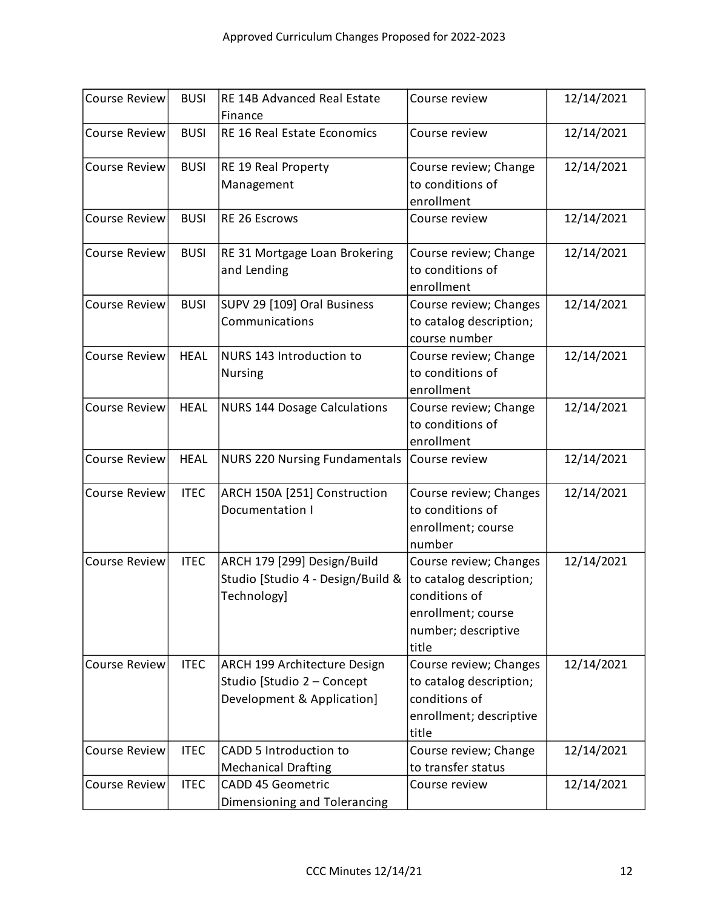Approved Curriculum Changes Proposed for 2022-2023

| Course Review | BUSI | RE 14B Advanced Real Estate Finance | Course review | 12/14/2021 |
|---|---|---|---|---|
| Course Review | BUSI | RE 16 Real Estate Economics | Course review | 12/14/2021 |
| Course Review | BUSI | RE 19 Real Property Management | Course review; Change to conditions of enrollment | 12/14/2021 |
| Course Review | BUSI | RE 26 Escrows | Course review | 12/14/2021 |
| Course Review | BUSI | RE 31 Mortgage Loan Brokering and Lending | Course review; Change to conditions of enrollment | 12/14/2021 |
| Course Review | BUSI | SUPV 29 [109] Oral Business Communications | Course review; Changes to catalog description; course number | 12/14/2021 |
| Course Review | HEAL | NURS 143 Introduction to Nursing | Course review; Change to conditions of enrollment | 12/14/2021 |
| Course Review | HEAL | NURS 144 Dosage Calculations | Course review; Change to conditions of enrollment | 12/14/2021 |
| Course Review | HEAL | NURS 220 Nursing Fundamentals | Course review | 12/14/2021 |
| Course Review | ITEC | ARCH 150A [251] Construction Documentation I | Course review; Changes to conditions of enrollment; course number | 12/14/2021 |
| Course Review | ITEC | ARCH 179 [299] Design/Build Studio [Studio 4 - Design/Build & Technology] | Course review; Changes to catalog description; conditions of enrollment; course number; descriptive title | 12/14/2021 |
| Course Review | ITEC | ARCH 199 Architecture Design Studio [Studio 2 – Concept Development & Application] | Course review; Changes to catalog description; conditions of enrollment; descriptive title | 12/14/2021 |
| Course Review | ITEC | CADD 5 Introduction to Mechanical Drafting | Course review; Change to transfer status | 12/14/2021 |
| Course Review | ITEC | CADD 45 Geometric Dimensioning and Tolerancing | Course review | 12/14/2021 |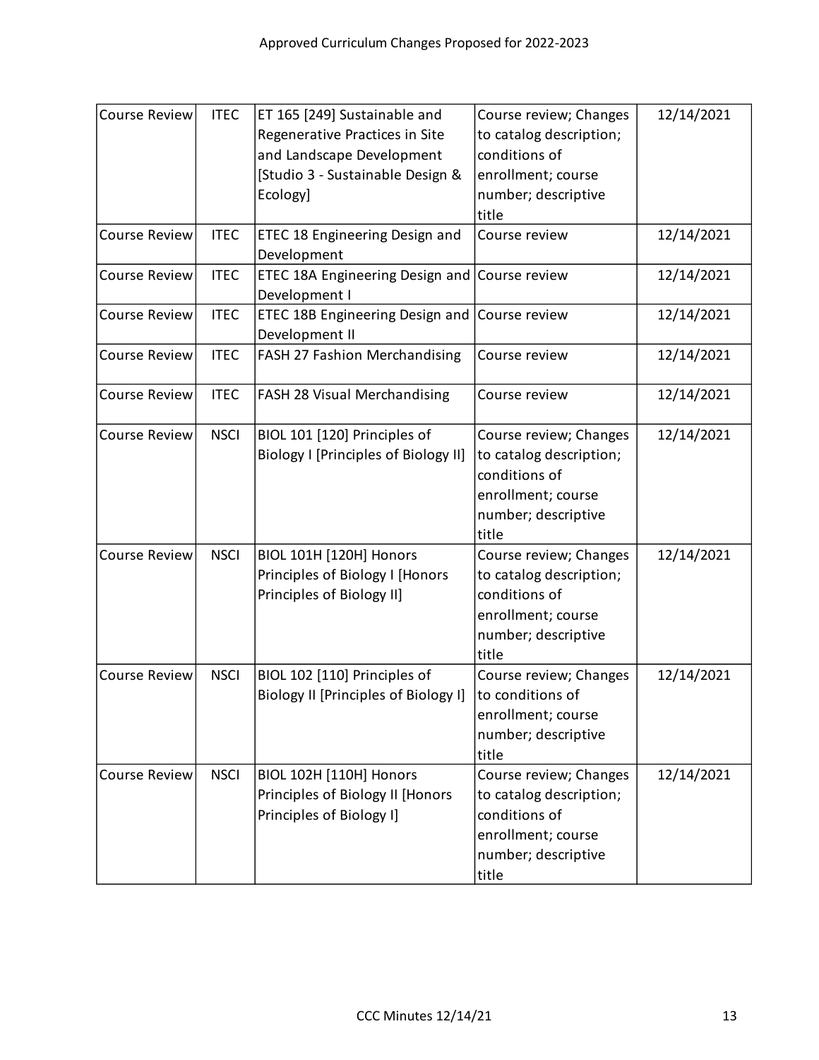| Course Review | ITEC | ET 165 [249] Sustainable and Regenerative Practices in Site and Landscape Development [Studio 3 - Sustainable Design & Ecology] | Course review; Changes to catalog description; conditions of enrollment; course number; descriptive title | 12/14/2021 |
|---|---|---|---|---|
| Course Review | ITEC | ETEC 18 Engineering Design and Development | Course review | 12/14/2021 |
| Course Review | ITEC | ETEC 18A Engineering Design and Development I | Course review | 12/14/2021 |
| Course Review | ITEC | ETEC 18B Engineering Design and Development II | Course review | 12/14/2021 |
| Course Review | ITEC | FASH 27 Fashion Merchandising | Course review | 12/14/2021 |
| Course Review | ITEC | FASH 28 Visual Merchandising | Course review | 12/14/2021 |
| Course Review | NSCI | BIOL 101 [120] Principles of Biology I [Principles of Biology II] | Course review; Changes to catalog description; conditions of enrollment; course number; descriptive title | 12/14/2021 |
| Course Review | NSCI | BIOL 101H [120H] Honors Principles of Biology I [Honors Principles of Biology II] | Course review; Changes to catalog description; conditions of enrollment; course number; descriptive title | 12/14/2021 |
| Course Review | NSCI | BIOL 102 [110] Principles of Biology II [Principles of Biology I] | Course review; Changes to conditions of enrollment; course number; descriptive title | 12/14/2021 |
| Course Review | NSCI | BIOL 102H [110H] Honors Principles of Biology II [Honors Principles of Biology I] | Course review; Changes to catalog description; conditions of enrollment; course number; descriptive title | 12/14/2021 |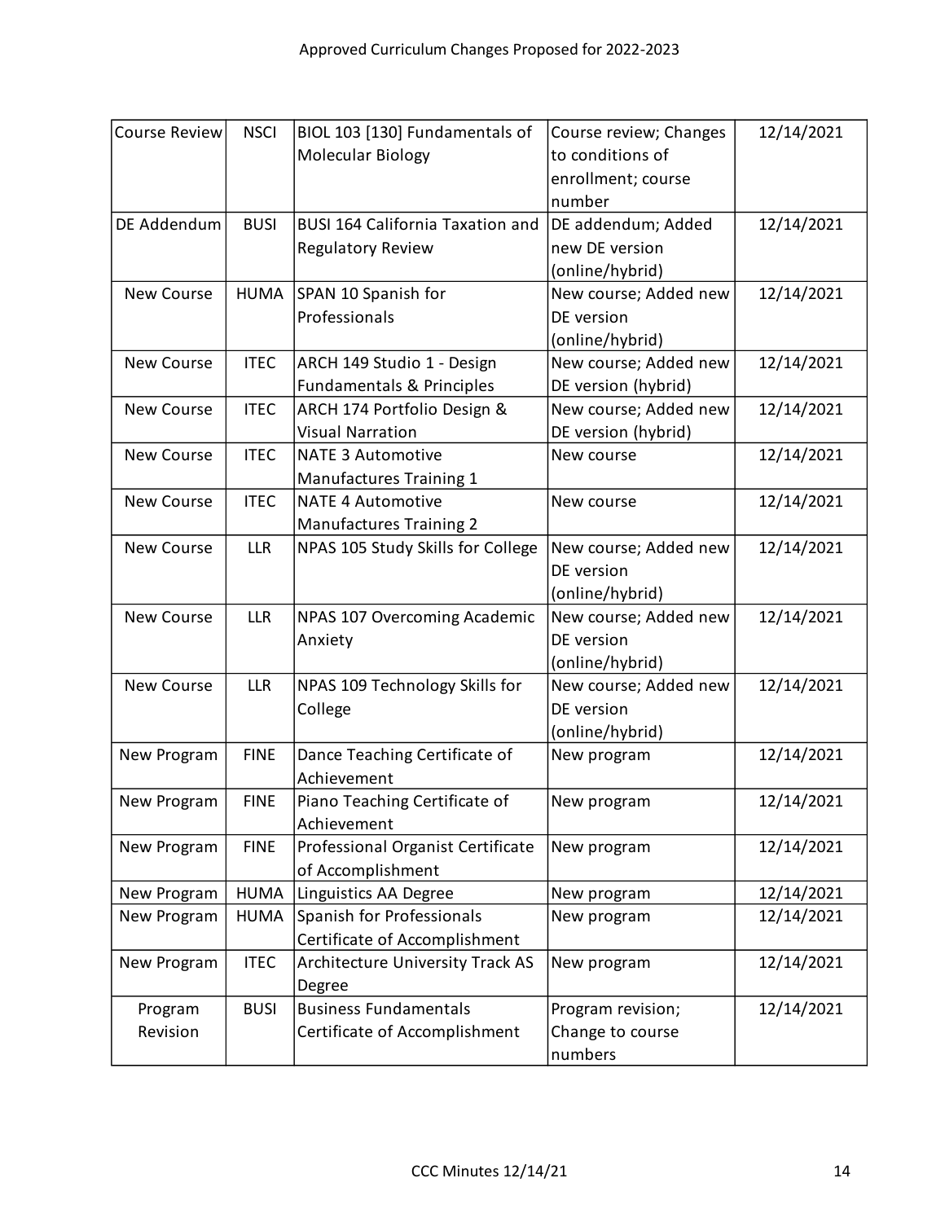| Course Review | NSCI | BIOL 103 [130] Fundamentals of Molecular Biology | Course review; Changes to conditions of enrollment; course number | 12/14/2021 |
|---|---|---|---|---|
| DE Addendum | BUSI | BUSI 164 California Taxation and Regulatory Review | DE addendum; Added new DE version (online/hybrid) | 12/14/2021 |
| New Course | HUMA | SPAN 10 Spanish for Professionals | New course; Added new DE version (online/hybrid) | 12/14/2021 |
| New Course | ITEC | ARCH 149 Studio 1 - Design Fundamentals & Principles | New course; Added new DE version (hybrid) | 12/14/2021 |
| New Course | ITEC | ARCH 174 Portfolio Design & Visual Narration | New course; Added new DE version (hybrid) | 12/14/2021 |
| New Course | ITEC | NATE 3 Automotive Manufactures Training 1 | New course | 12/14/2021 |
| New Course | ITEC | NATE 4 Automotive Manufactures Training 2 | New course | 12/14/2021 |
| New Course | LLR | NPAS 105 Study Skills for College | New course; Added new DE version (online/hybrid) | 12/14/2021 |
| New Course | LLR | NPAS 107 Overcoming Academic Anxiety | New course; Added new DE version (online/hybrid) | 12/14/2021 |
| New Course | LLR | NPAS 109 Technology Skills for College | New course; Added new DE version (online/hybrid) | 12/14/2021 |
| New Program | FINE | Dance Teaching Certificate of Achievement | New program | 12/14/2021 |
| New Program | FINE | Piano Teaching Certificate of Achievement | New program | 12/14/2021 |
| New Program | FINE | Professional Organist Certificate of Accomplishment | New program | 12/14/2021 |
| New Program | HUMA | Linguistics AA Degree | New program | 12/14/2021 |
| New Program | HUMA | Spanish for Professionals Certificate of Accomplishment | New program | 12/14/2021 |
| New Program | ITEC | Architecture University Track AS Degree | New program | 12/14/2021 |
| Program Revision | BUSI | Business Fundamentals Certificate of Accomplishment | Program revision; Change to course numbers | 12/14/2021 |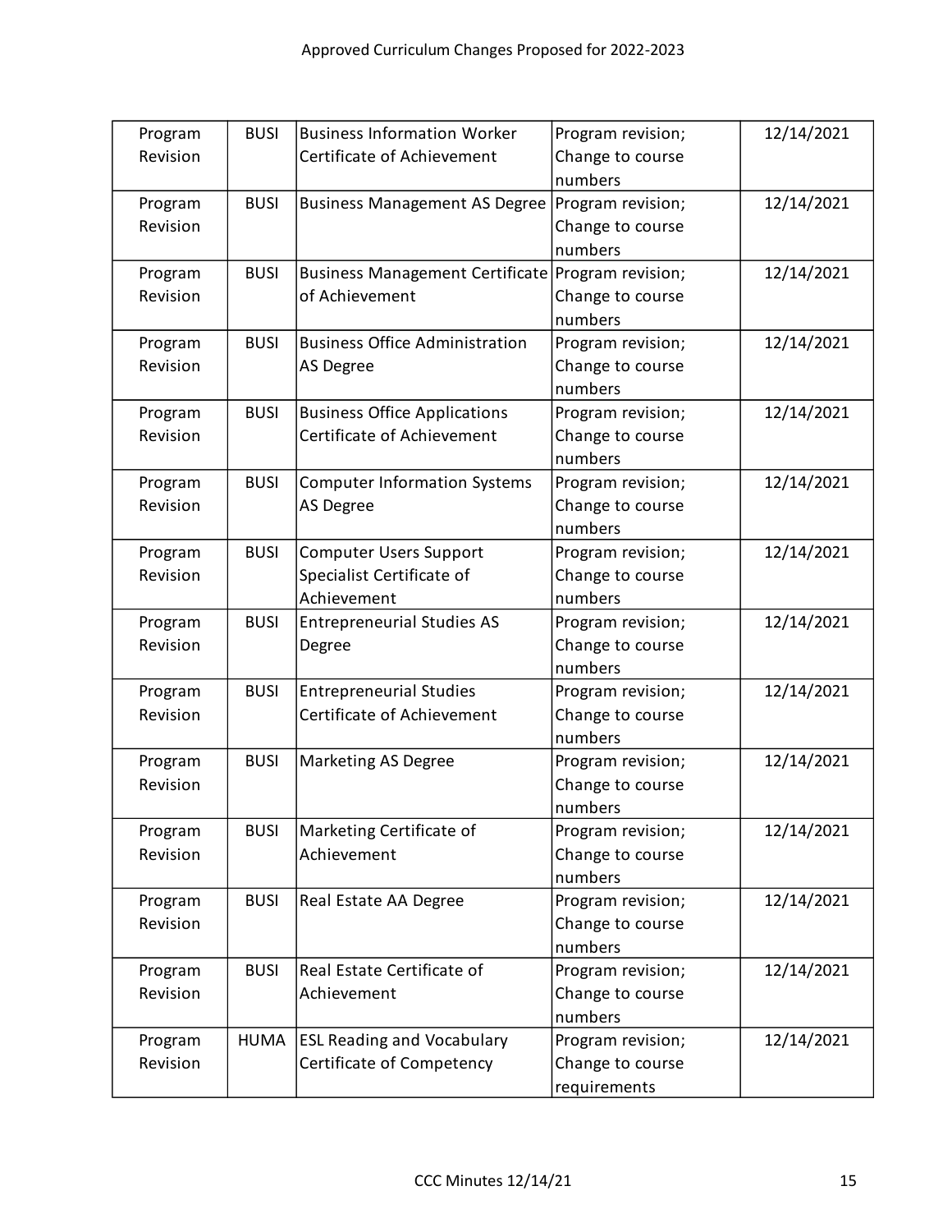| Program Revision | BUSI | Business Information Worker Certificate of Achievement | Program revision; Change to course numbers | 12/14/2021 |
|---|---|---|---|---|
| Program Revision | BUSI | Business Management AS Degree | Program revision; Change to course numbers | 12/14/2021 |
| Program Revision | BUSI | Business Management Certificate of Achievement | Program revision; Change to course numbers | 12/14/2021 |
| Program Revision | BUSI | Business Office Administration AS Degree | Program revision; Change to course numbers | 12/14/2021 |
| Program Revision | BUSI | Business Office Applications Certificate of Achievement | Program revision; Change to course numbers | 12/14/2021 |
| Program Revision | BUSI | Computer Information Systems AS Degree | Program revision; Change to course numbers | 12/14/2021 |
| Program Revision | BUSI | Computer Users Support Specialist Certificate of Achievement | Program revision; Change to course numbers | 12/14/2021 |
| Program Revision | BUSI | Entrepreneurial Studies AS Degree | Program revision; Change to course numbers | 12/14/2021 |
| Program Revision | BUSI | Entrepreneurial Studies Certificate of Achievement | Program revision; Change to course numbers | 12/14/2021 |
| Program Revision | BUSI | Marketing AS Degree | Program revision; Change to course numbers | 12/14/2021 |
| Program Revision | BUSI | Marketing Certificate of Achievement | Program revision; Change to course numbers | 12/14/2021 |
| Program Revision | BUSI | Real Estate AA Degree | Program revision; Change to course numbers | 12/14/2021 |
| Program Revision | BUSI | Real Estate Certificate of Achievement | Program revision; Change to course numbers | 12/14/2021 |
| Program Revision | HUMA | ESL Reading and Vocabulary Certificate of Competency | Program revision; Change to course requirements | 12/14/2021 |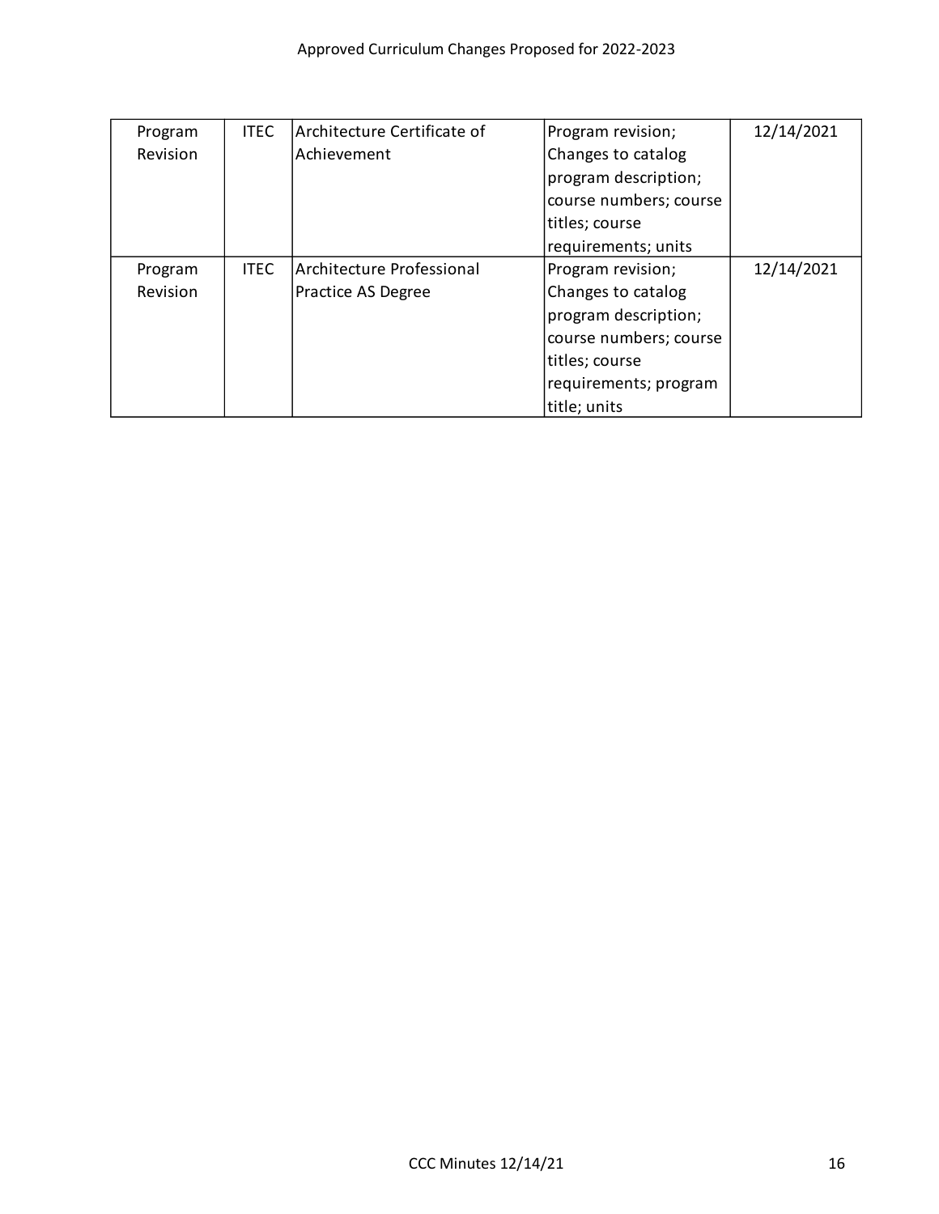| | | | | |
|---|---|---|---|---|
| Program Revision | ITEC | Architecture Certificate of Achievement | Program revision; Changes to catalog program description; course numbers; course titles; course requirements; units | 12/14/2021 |
| Program Revision | ITEC | Architecture Professional Practice AS Degree | Program revision; Changes to catalog program description; course numbers; course titles; course requirements; program title; units | 12/14/2021 |